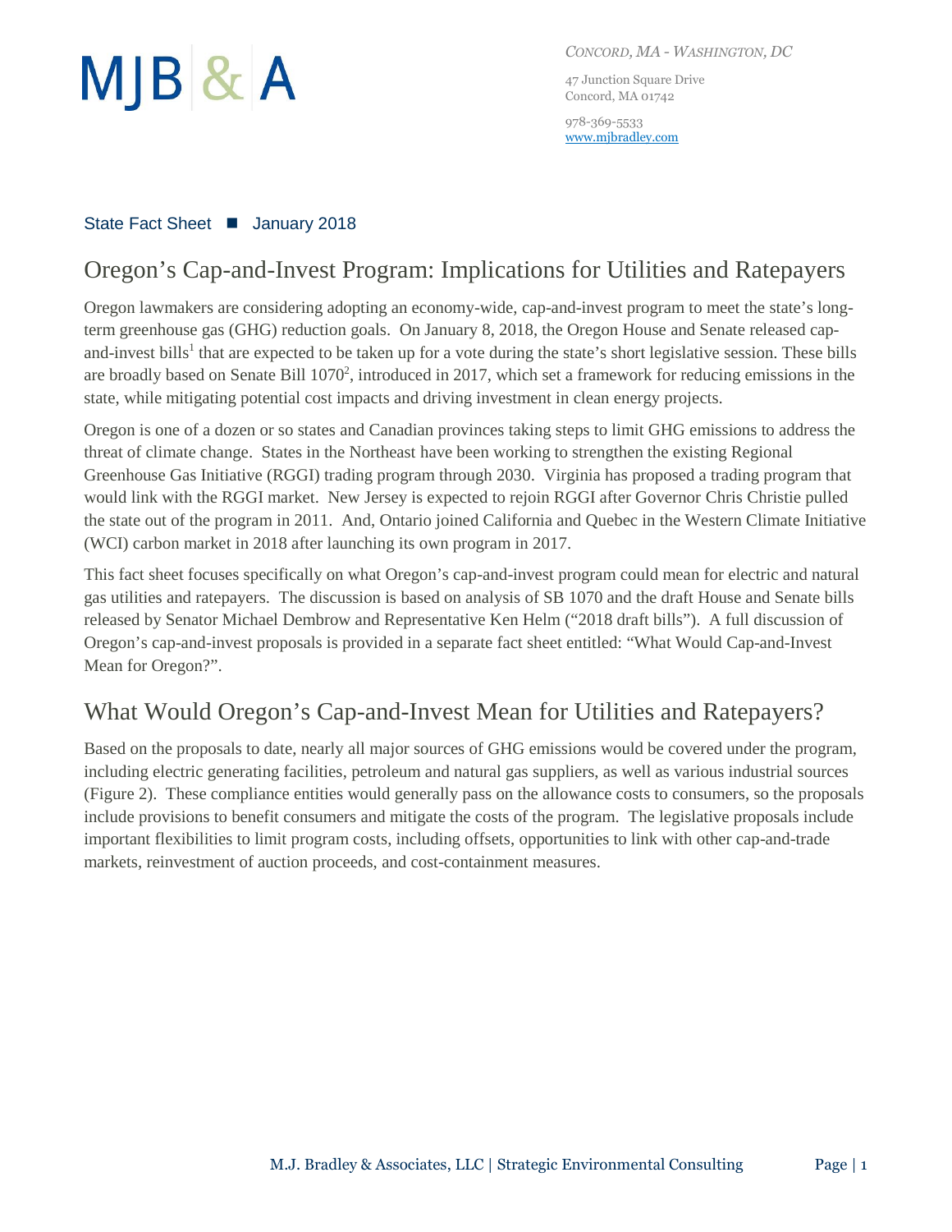MJB & A

*CONCORD, MA - WASHINGTON, DC*

47 Junction Square Drive
Concord, MA 01742

978-369-5533
www.mjbradley.com

State Fact Sheet ■ January 2018

# Oregon's Cap-and-Invest Program: Implications for Utilities and Ratepayers

Oregon lawmakers are considering adopting an economy-wide, cap-and-invest program to meet the state's long-term greenhouse gas (GHG) reduction goals. On January 8, 2018, the Oregon House and Senate released cap-and-invest bills[1] that are expected to be taken up for a vote during the state's short legislative session. These bills are broadly based on Senate Bill 1070[2], introduced in 2017, which set a framework for reducing emissions in the state, while mitigating potential cost impacts and driving investment in clean energy projects.

Oregon is one of a dozen or so states and Canadian provinces taking steps to limit GHG emissions to address the threat of climate change. States in the Northeast have been working to strengthen the existing Regional Greenhouse Gas Initiative (RGGI) trading program through 2030. Virginia has proposed a trading program that would link with the RGGI market. New Jersey is expected to rejoin RGGI after Governor Chris Christie pulled the state out of the program in 2011. And, Ontario joined California and Quebec in the Western Climate Initiative (WCI) carbon market in 2018 after launching its own program in 2017.

This fact sheet focuses specifically on what Oregon's cap-and-invest program could mean for electric and natural gas utilities and ratepayers. The discussion is based on analysis of SB 1070 and the draft House and Senate bills released by Senator Michael Dembrow and Representative Ken Helm ("2018 draft bills"). A full discussion of Oregon's cap-and-invest proposals is provided in a separate fact sheet entitled: "What Would Cap-and-Invest Mean for Oregon?".

## What Would Oregon's Cap-and-Invest Mean for Utilities and Ratepayers?

Based on the proposals to date, nearly all major sources of GHG emissions would be covered under the program, including electric generating facilities, petroleum and natural gas suppliers, as well as various industrial sources (Figure 2). These compliance entities would generally pass on the allowance costs to consumers, so the proposals include provisions to benefit consumers and mitigate the costs of the program. The legislative proposals include important flexibilities to limit program costs, including offsets, opportunities to link with other cap-and-trade markets, reinvestment of auction proceeds, and cost-containment measures.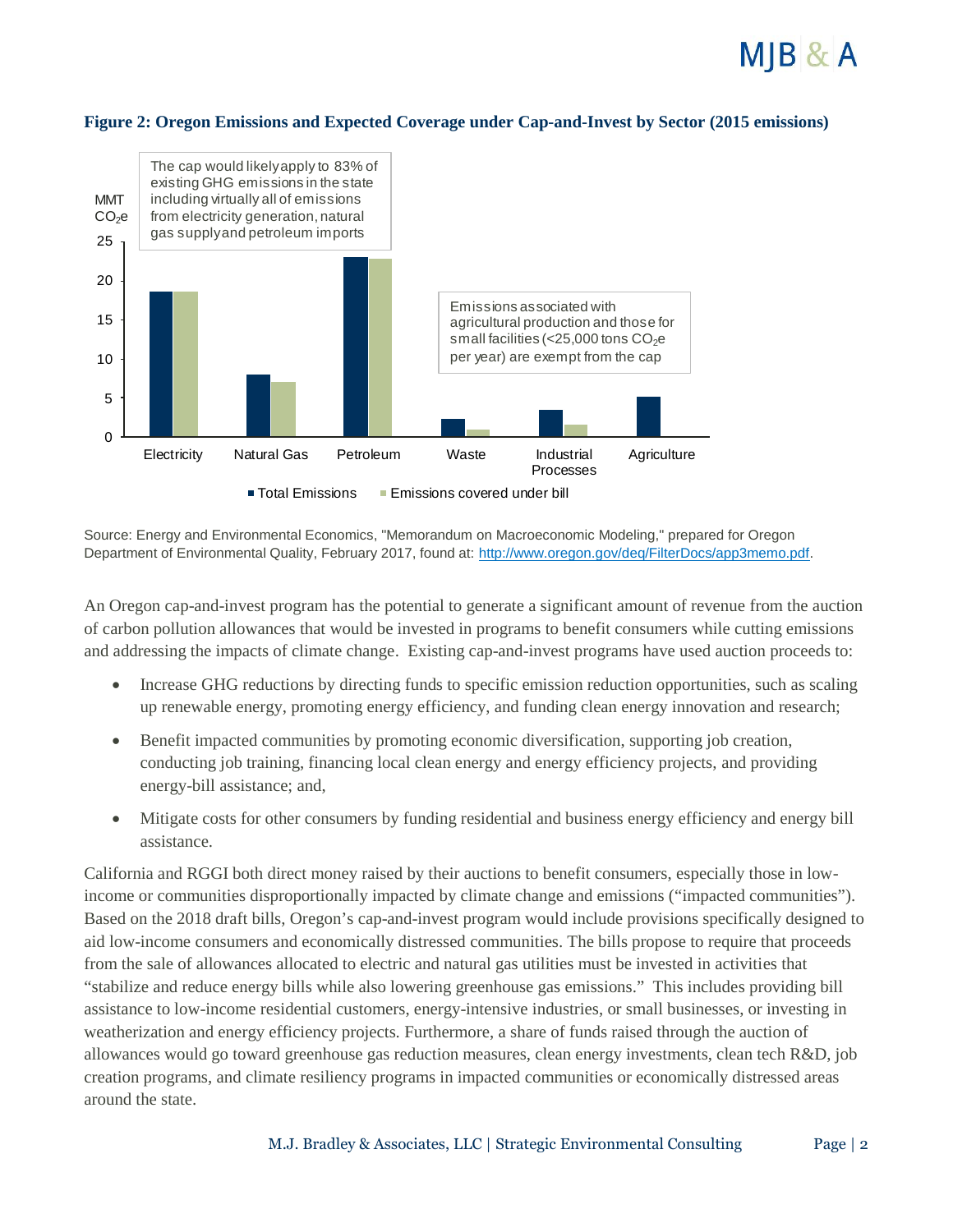**Figure 2: Oregon Emissions and Expected Coverage under Cap-and-Invest by Sector (2015 emissions)**

Source: Energy and Environmental Economics, "Memorandum on Macroeconomic Modeling," prepared for Oregon Department of Environmental Quality, February 2017, found at: http://www.oregon.gov/deq/FilterDocs/app3memo.pdf.

An Oregon cap-and-invest program has the potential to generate a significant amount of revenue from the auction of carbon pollution allowances that would be invested in programs to benefit consumers while cutting emissions and addressing the impacts of climate change. Existing cap-and-invest programs have used auction proceeds to:

- Increase GHG reductions by directing funds to specific emission reduction opportunities, such as scaling up renewable energy, promoting energy efficiency, and funding clean energy innovation and research;
- Benefit impacted communities by promoting economic diversification, supporting job creation, conducting job training, financing local clean energy and energy efficiency projects, and providing energy-bill assistance; and,
- Mitigate costs for other consumers by funding residential and business energy efficiency and energy bill assistance.

California and RGGI both direct money raised by their auctions to benefit consumers, especially those in low-income or communities disproportionally impacted by climate change and emissions ("impacted communities"). Based on the 2018 draft bills, Oregon's cap-and-invest program would include provisions specifically designed to aid low-income consumers and economically distressed communities. The bills propose to require that proceeds from the sale of allowances allocated to electric and natural gas utilities must be invested in activities that "stabilize and reduce energy bills while also lowering greenhouse gas emissions." This includes providing bill assistance to low-income residential customers, energy-intensive industries, or small businesses, or investing in weatherization and energy efficiency projects. Furthermore, a share of funds raised through the auction of allowances would go toward greenhouse gas reduction measures, clean energy investments, clean tech R&D, job creation programs, and climate resiliency programs in impacted communities or economically distressed areas around the state.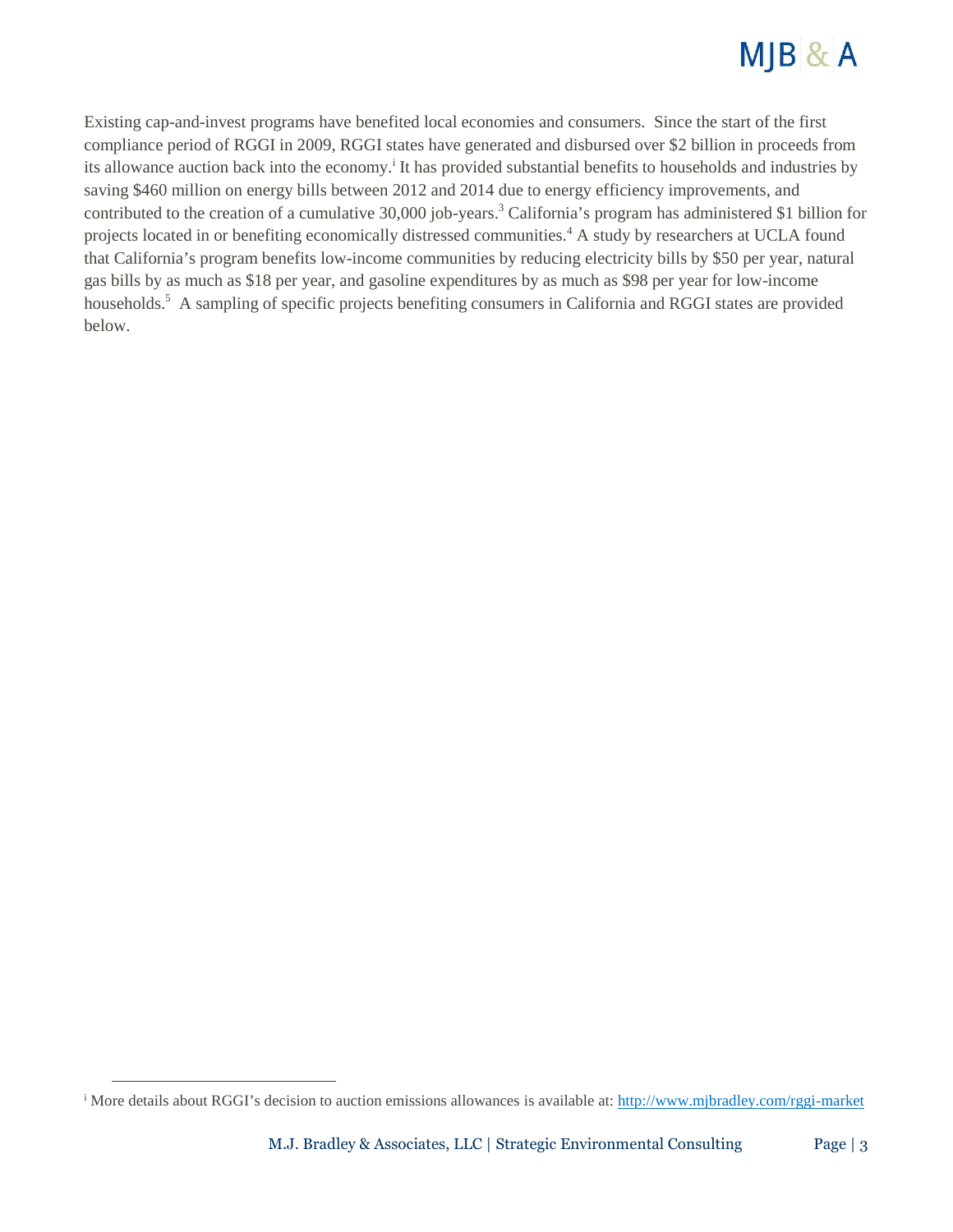Existing cap-and-invest programs have benefited local economies and consumers. Since the start of the first compliance period of RGGI in 2009, RGGI states have generated and disbursed over $2 billion in proceeds from its allowance auction back into the economy.[i] It has provided substantial benefits to households and industries by saving $460 million on energy bills between 2012 and 2014 due to energy efficiency improvements, and contributed to the creation of a cumulative 30,000 job-years.[3] California's program has administered $1 billion for projects located in or benefiting economically distressed communities.[4] A study by researchers at UCLA found that California's program benefits low-income communities by reducing electricity bills by $50 per year, natural gas bills by as much as $18 per year, and gasoline expenditures by as much as $98 per year for low-income households.[5] A sampling of specific projects benefiting consumers in California and RGGI states are provided below.

---

[i] More details about RGGI's decision to auction emissions allowances is available at: [http://www.mjbradley.com/rggi-market](http://www.mjbradley.com/rggi-market)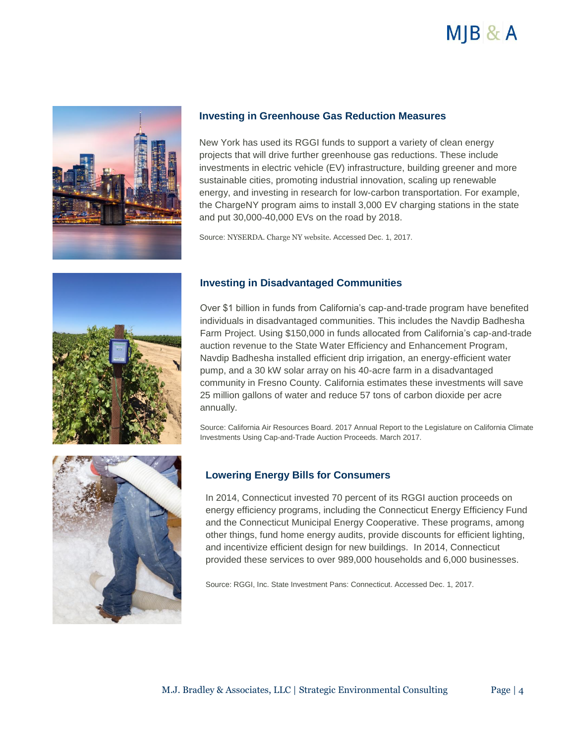## Investing in Greenhouse Gas Reduction Measures

New York has used its RGGI funds to support a variety of clean energy projects that will drive further greenhouse gas reductions. These include investments in electric vehicle (EV) infrastructure, building greener and more sustainable cities, promoting industrial innovation, scaling up renewable energy, and investing in research for low-carbon transportation. For example, the ChargeNY program aims to install 3,000 EV charging stations in the state and put 30,000-40,000 EVs on the road by 2018.

Source: NYSERDA. Charge NY website. Accessed Dec. 1, 2017.

## Investing in Disadvantaged Communities

Over $1 billion in funds from California's cap-and-trade program have benefited individuals in disadvantaged communities. This includes the Navdip Badhesha Farm Project. Using $150,000 in funds allocated from California's cap-and-trade auction revenue to the State Water Efficiency and Enhancement Program, Navdip Badhesha installed efficient drip irrigation, an energy-efficient water pump, and a 30 kW solar array on his 40-acre farm in a disadvantaged community in Fresno County. California estimates these investments will save 25 million gallons of water and reduce 57 tons of carbon dioxide per acre annually.

Source: California Air Resources Board. 2017 Annual Report to the Legislature on California Climate Investments Using Cap-and-Trade Auction Proceeds. March 2017.

## Lowering Energy Bills for Consumers

In 2014, Connecticut invested 70 percent of its RGGI auction proceeds on energy efficiency programs, including the Connecticut Energy Efficiency Fund and the Connecticut Municipal Energy Cooperative. These programs, among other things, fund home energy audits, provide discounts for efficient lighting, and incentivize efficient design for new buildings. In 2014, Connecticut provided these services to over 989,000 households and 6,000 businesses.

Source: RGGI, Inc. State Investment Pans: Connecticut. Accessed Dec. 1, 2017.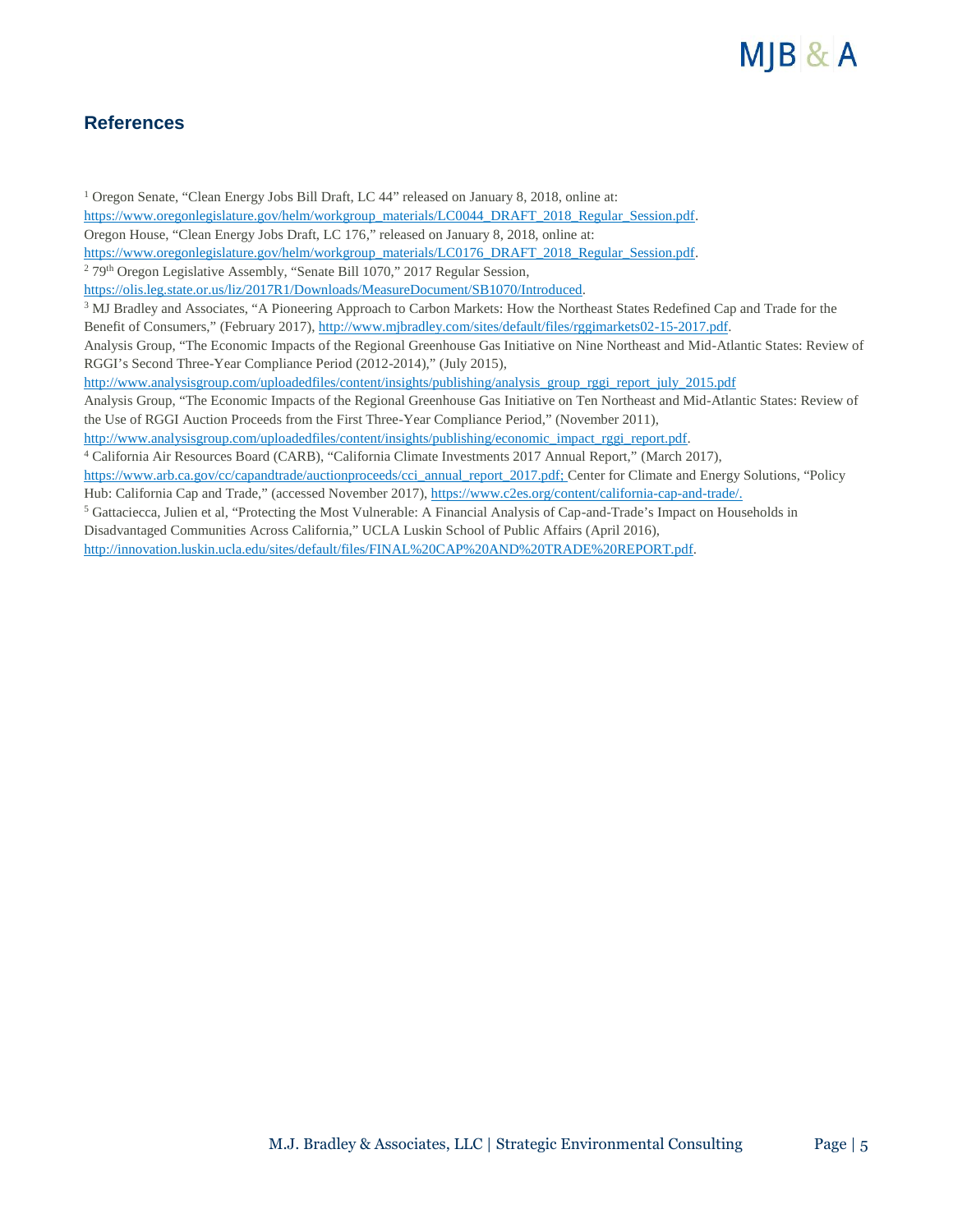## References

[1] Oregon Senate, "Clean Energy Jobs Bill Draft, LC 44" released on January 8, 2018, online at: https://www.oregonlegislature.gov/helm/workgroup_materials/LC0044_DRAFT_2018_Regular_Session.pdf.
Oregon House, "Clean Energy Jobs Draft, LC 176," released on January 8, 2018, online at: https://www.oregonlegislature.gov/helm/workgroup_materials/LC0176_DRAFT_2018_Regular_Session.pdf.

[2] 79th Oregon Legislative Assembly, "Senate Bill 1070," 2017 Regular Session, https://olis.leg.state.or.us/liz/2017R1/Downloads/MeasureDocument/SB1070/Introduced.

[3] MJ Bradley and Associates, "A Pioneering Approach to Carbon Markets: How the Northeast States Redefined Cap and Trade for the Benefit of Consumers," (February 2017), http://www.mjbradley.com/sites/default/files/rggimarkets02-15-2017.pdf.
Analysis Group, "The Economic Impacts of the Regional Greenhouse Gas Initiative on Nine Northeast and Mid-Atlantic States: Review of RGGI's Second Three-Year Compliance Period (2012-2014)," (July 2015), http://www.analysisgroup.com/uploadedfiles/content/insights/publishing/analysis_group_rggi_report_july_2015.pdf
Analysis Group, "The Economic Impacts of the Regional Greenhouse Gas Initiative on Ten Northeast and Mid-Atlantic States: Review of the Use of RGGI Auction Proceeds from the First Three-Year Compliance Period," (November 2011), http://www.analysisgroup.com/uploadedfiles/content/insights/publishing/economic_impact_rggi_report.pdf.

[4] California Air Resources Board (CARB), "California Climate Investments 2017 Annual Report," (March 2017), https://www.arb.ca.gov/cc/capandtrade/auctionproceeds/cci_annual_report_2017.pdf; Center for Climate and Energy Solutions, "Policy Hub: California Cap and Trade," (accessed November 2017), https://www.c2es.org/content/california-cap-and-trade/.

[5] Gattaciecca, Julien et al, "Protecting the Most Vulnerable: A Financial Analysis of Cap-and-Trade's Impact on Households in Disadvantaged Communities Across California," UCLA Luskin School of Public Affairs (April 2016), http://innovation.luskin.ucla.edu/sites/default/files/FINAL%20CAP%20AND%20TRADE%20REPORT.pdf.